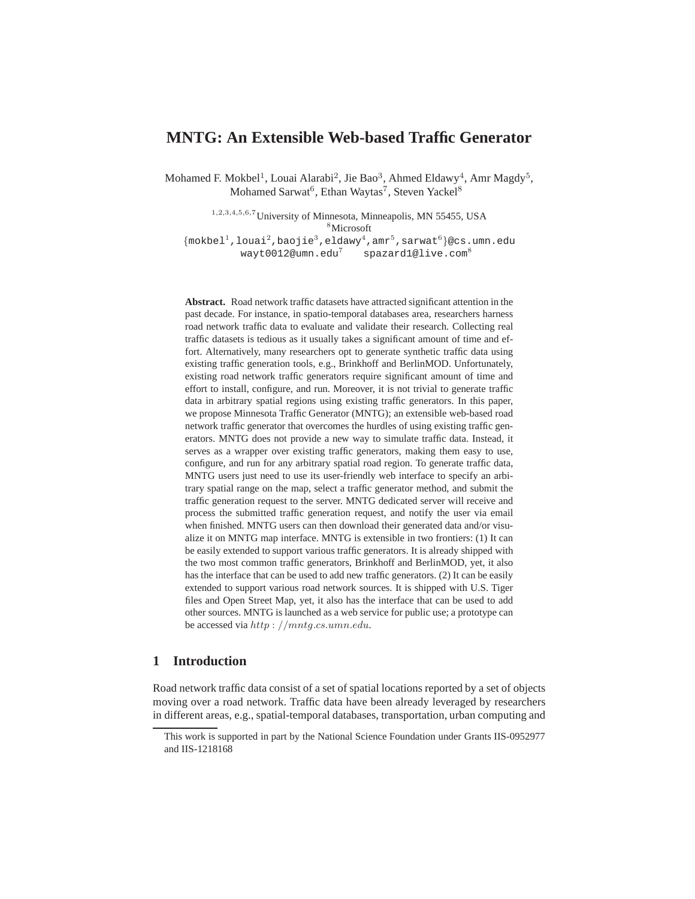# MNTG: An Extensible Web-based Traffic Generator

Mohamed F. Mokbel[1], Louai Alarabi[2], Jie Bao[3], Ahmed Eldawy[4], Amr Magdy[5], Mohamed Sarwat[6], Ethan Waytas[7], Steven Yackel[8]

[1,2,3,4,5,6,7]University of Minnesota, Minneapolis, MN 55455, USA
[8]Microsoft
{mokbel[1],louai[2],baojie[3],eldawy[4],amr[5],sarwat[6]}@cs.umn.edu
wayt0012@umn.edu[7] spazard1@live.com[8]

**Abstract.** Road network traffic datasets have attracted significant attention in the past decade. For instance, in spatio-temporal databases area, researchers harness road network traffic data to evaluate and validate their research. Collecting real traffic datasets is tedious as it usually takes a significant amount of time and effort. Alternatively, many researchers opt to generate synthetic traffic data using existing traffic generation tools, e.g., Brinkhoff and BerlinMOD. Unfortunately, existing road network traffic generators require significant amount of time and effort to install, configure, and run. Moreover, it is not trivial to generate traffic data in arbitrary spatial regions using existing traffic generators. In this paper, we propose Minnesota Traffic Generator (MNTG); an extensible web-based road network traffic generator that overcomes the hurdles of using existing traffic generators. MNTG does not provide a new way to simulate traffic data. Instead, it serves as a wrapper over existing traffic generators, making them easy to use, configure, and run for any arbitrary spatial road region. To generate traffic data, MNTG users just need to use its user-friendly web interface to specify an arbitrary spatial range on the map, select a traffic generator method, and submit the traffic generation request to the server. MNTG dedicated server will receive and process the submitted traffic generation request, and notify the user via email when finished. MNTG users can then download their generated data and/or visualize it on MNTG map interface. MNTG is extensible in two frontiers: (1) It can be easily extended to support various traffic generators. It is already shipped with the two most common traffic generators, Brinkhoff and BerlinMOD, yet, it also has the interface that can be used to add new traffic generators. (2) It can be easily extended to support various road network sources. It is shipped with U.S. Tiger files and Open Street Map, yet, it also has the interface that can be used to add other sources. MNTG is launched as a web service for public use; a prototype can be accessed via $http://mntg.cs.umn.edu$.

## 1 Introduction

Road network traffic data consist of a set of spatial locations reported by a set of objects moving over a road network. Traffic data have been already leveraged by researchers in different areas, e.g., spatial-temporal databases, transportation, urban computing and

This work is supported in part by the National Science Foundation under Grants IIS-0952977 and IIS-1218168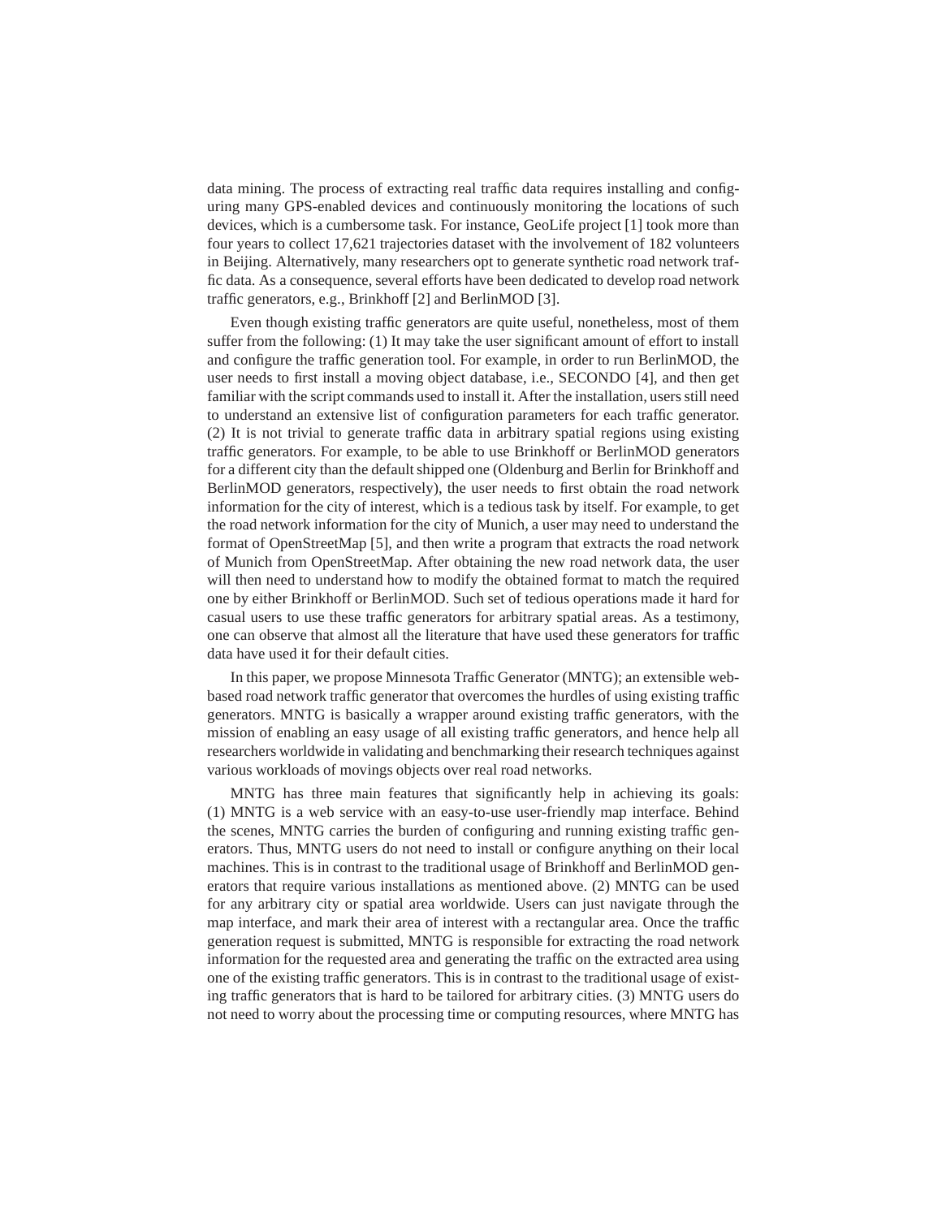data mining. The process of extracting real traffic data requires installing and configuring many GPS-enabled devices and continuously monitoring the locations of such devices, which is a cumbersome task. For instance, GeoLife project [1] took more than four years to collect 17,621 trajectories dataset with the involvement of 182 volunteers in Beijing. Alternatively, many researchers opt to generate synthetic road network traffic data. As a consequence, several efforts have been dedicated to develop road network traffic generators, e.g., Brinkhoff [2] and BerlinMOD [3].

Even though existing traffic generators are quite useful, nonetheless, most of them suffer from the following: (1) It may take the user significant amount of effort to install and configure the traffic generation tool. For example, in order to run BerlinMOD, the user needs to first install a moving object database, i.e., SECONDO [4], and then get familiar with the script commands used to install it. After the installation, users still need to understand an extensive list of configuration parameters for each traffic generator. (2) It is not trivial to generate traffic data in arbitrary spatial regions using existing traffic generators. For example, to be able to use Brinkhoff or BerlinMOD generators for a different city than the default shipped one (Oldenburg and Berlin for Brinkhoff and BerlinMOD generators, respectively), the user needs to first obtain the road network information for the city of interest, which is a tedious task by itself. For example, to get the road network information for the city of Munich, a user may need to understand the format of OpenStreetMap [5], and then write a program that extracts the road network of Munich from OpenStreetMap. After obtaining the new road network data, the user will then need to understand how to modify the obtained format to match the required one by either Brinkhoff or BerlinMOD. Such set of tedious operations made it hard for casual users to use these traffic generators for arbitrary spatial areas. As a testimony, one can observe that almost all the literature that have used these generators for traffic data have used it for their default cities.

In this paper, we propose Minnesota Traffic Generator (MNTG); an extensible web-based road network traffic generator that overcomes the hurdles of using existing traffic generators. MNTG is basically a wrapper around existing traffic generators, with the mission of enabling an easy usage of all existing traffic generators, and hence help all researchers worldwide in validating and benchmarking their research techniques against various workloads of movings objects over real road networks.

MNTG has three main features that significantly help in achieving its goals: (1) MNTG is a web service with an easy-to-use user-friendly map interface. Behind the scenes, MNTG carries the burden of configuring and running existing traffic generators. Thus, MNTG users do not need to install or configure anything on their local machines. This is in contrast to the traditional usage of Brinkhoff and BerlinMOD generators that require various installations as mentioned above. (2) MNTG can be used for any arbitrary city or spatial area worldwide. Users can just navigate through the map interface, and mark their area of interest with a rectangular area. Once the traffic generation request is submitted, MNTG is responsible for extracting the road network information for the requested area and generating the traffic on the extracted area using one of the existing traffic generators. This is in contrast to the traditional usage of existing traffic generators that is hard to be tailored for arbitrary cities. (3) MNTG users do not need to worry about the processing time or computing resources, where MNTG has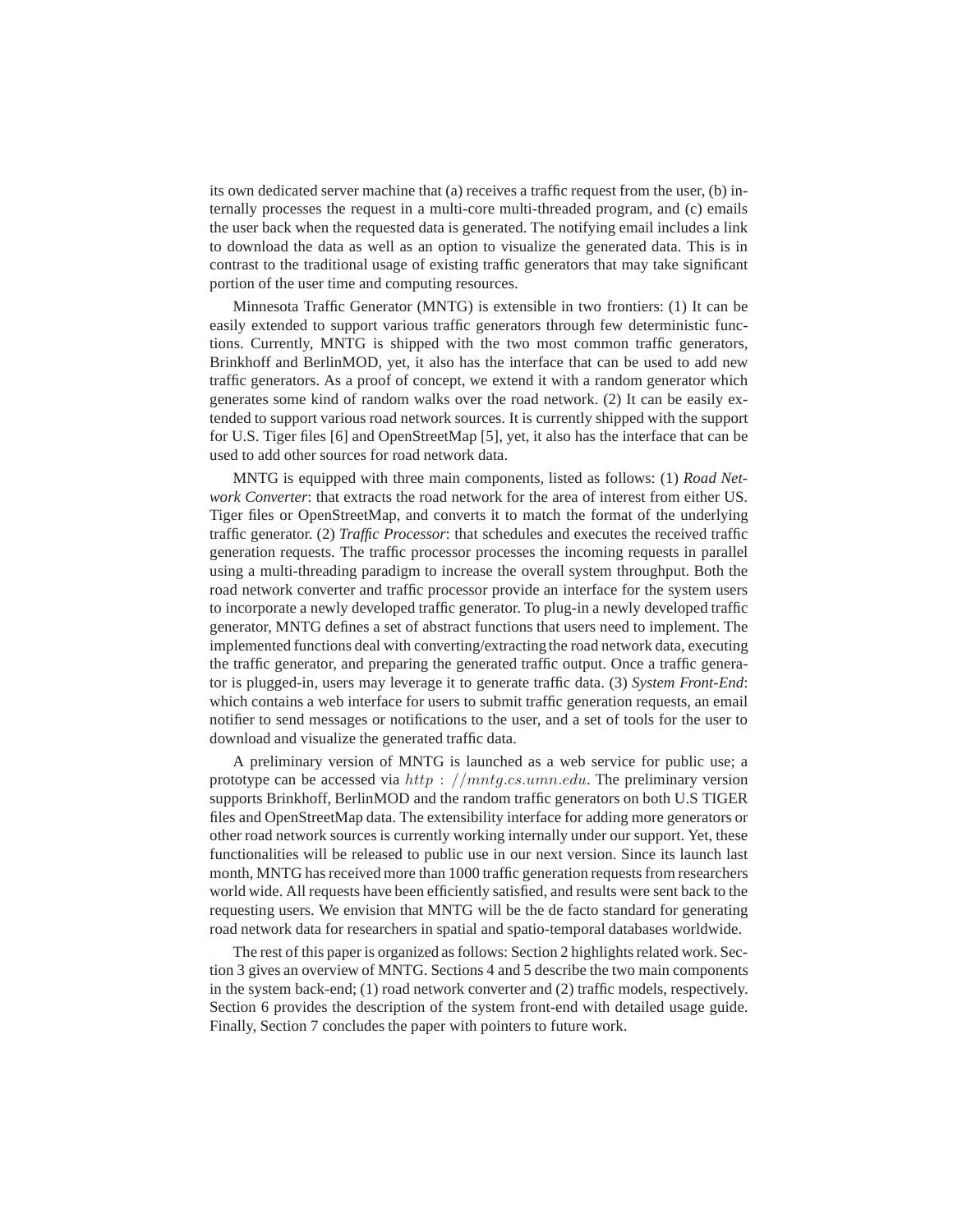its own dedicated server machine that (a) receives a traffic request from the user, (b) internally processes the request in a multi-core multi-threaded program, and (c) emails the user back when the requested data is generated. The notifying email includes a link to download the data as well as an option to visualize the generated data. This is in contrast to the traditional usage of existing traffic generators that may take significant portion of the user time and computing resources.

Minnesota Traffic Generator (MNTG) is extensible in two frontiers: (1) It can be easily extended to support various traffic generators through few deterministic functions. Currently, MNTG is shipped with the two most common traffic generators, Brinkhoff and BerlinMOD, yet, it also has the interface that can be used to add new traffic generators. As a proof of concept, we extend it with a random generator which generates some kind of random walks over the road network. (2) It can be easily extended to support various road network sources. It is currently shipped with the support for U.S. Tiger files [6] and OpenStreetMap [5], yet, it also has the interface that can be used to add other sources for road network data.

MNTG is equipped with three main components, listed as follows: (1) *Road Network Converter*: that extracts the road network for the area of interest from either US. Tiger files or OpenStreetMap, and converts it to match the format of the underlying traffic generator. (2) *Traffic Processor*: that schedules and executes the received traffic generation requests. The traffic processor processes the incoming requests in parallel using a multi-threading paradigm to increase the overall system throughput. Both the road network converter and traffic processor provide an interface for the system users to incorporate a newly developed traffic generator. To plug-in a newly developed traffic generator, MNTG defines a set of abstract functions that users need to implement. The implemented functions deal with converting/extracting the road network data, executing the traffic generator, and preparing the generated traffic output. Once a traffic generator is plugged-in, users may leverage it to generate traffic data. (3) *System Front-End*: which contains a web interface for users to submit traffic generation requests, an email notifier to send messages or notifications to the user, and a set of tools for the user to download and visualize the generated traffic data.

A preliminary version of MNTG is launched as a web service for public use; a prototype can be accessed via $http://mntg.cs.umn.edu$. The preliminary version supports Brinkhoff, BerlinMOD and the random traffic generators on both U.S TIGER files and OpenStreetMap data. The extensibility interface for adding more generators or other road network sources is currently working internally under our support. Yet, these functionalities will be released to public use in our next version. Since its launch last month, MNTG has received more than 1000 traffic generation requests from researchers world wide. All requests have been efficiently satisfied, and results were sent back to the requesting users. We envision that MNTG will be the de facto standard for generating road network data for researchers in spatial and spatio-temporal databases worldwide.

The rest of this paper is organized as follows: Section 2 highlights related work. Section 3 gives an overview of MNTG. Sections 4 and 5 describe the two main components in the system back-end; (1) road network converter and (2) traffic models, respectively. Section 6 provides the description of the system front-end with detailed usage guide. Finally, Section 7 concludes the paper with pointers to future work.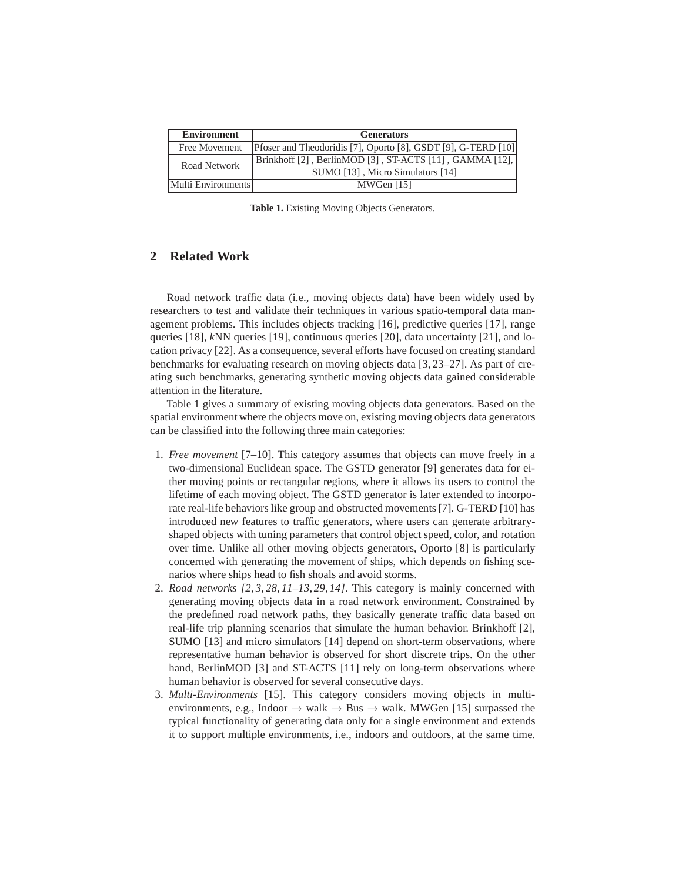| Environment | Generators |
|---|---|
| Free Movement | Pfoser and Theodoridis [7], Oporto [8], GSDT [9], G-TERD [10] |
| Road Network | Brinkhoff [2] , BerlinMOD [3] , ST-ACTS [11] , GAMMA [12], SUMO [13] , Micro Simulators [14] |
| Multi Environments | MWGen [15] |

**Table 1.** Existing Moving Objects Generators.

## 2 Related Work

Road network traffic data (i.e., moving objects data) have been widely used by researchers to test and validate their techniques in various spatio-temporal data management problems. This includes objects tracking [16], predictive queries [17], range queries [18], *k*NN queries [19], continuous queries [20], data uncertainty [21], and location privacy [22]. As a consequence, several efforts have focused on creating standard benchmarks for evaluating research on moving objects data [3, 23–27]. As part of creating such benchmarks, generating synthetic moving objects data gained considerable attention in the literature.

Table 1 gives a summary of existing moving objects data generators. Based on the spatial environment where the objects move on, existing moving objects data generators can be classified into the following three main categories:

1. *Free movement* [7–10]. This category assumes that objects can move freely in a two-dimensional Euclidean space. The GSTD generator [9] generates data for either moving points or rectangular regions, where it allows its users to control the lifetime of each moving object. The GSTD generator is later extended to incorporate real-life behaviors like group and obstructed movements [7]. G-TERD [10] has introduced new features to traffic generators, where users can generate arbitrary-shaped objects with tuning parameters that control object speed, color, and rotation over time. Unlike all other moving objects generators, Oporto [8] is particularly concerned with generating the movement of ships, which depends on fishing scenarios where ships head to fish shoals and avoid storms.
2. *Road networks [2, 3, 28, 11–13, 29, 14]*. This category is mainly concerned with generating moving objects data in a road network environment. Constrained by the predefined road network paths, they basically generate traffic data based on real-life trip planning scenarios that simulate the human behavior. Brinkhoff [2], SUMO [13] and micro simulators [14] depend on short-term observations, where representative human behavior is observed for short discrete trips. On the other hand, BerlinMOD [3] and ST-ACTS [11] rely on long-term observations where human behavior is observed for several consecutive days.
3. *Multi-Environments* [15]. This category considers moving objects in multi-environments, e.g., Indoor $\rightarrow$ walk $\rightarrow$ Bus $\rightarrow$ walk. MWGen [15] surpassed the typical functionality of generating data only for a single environment and extends it to support multiple environments, i.e., indoors and outdoors, at the same time.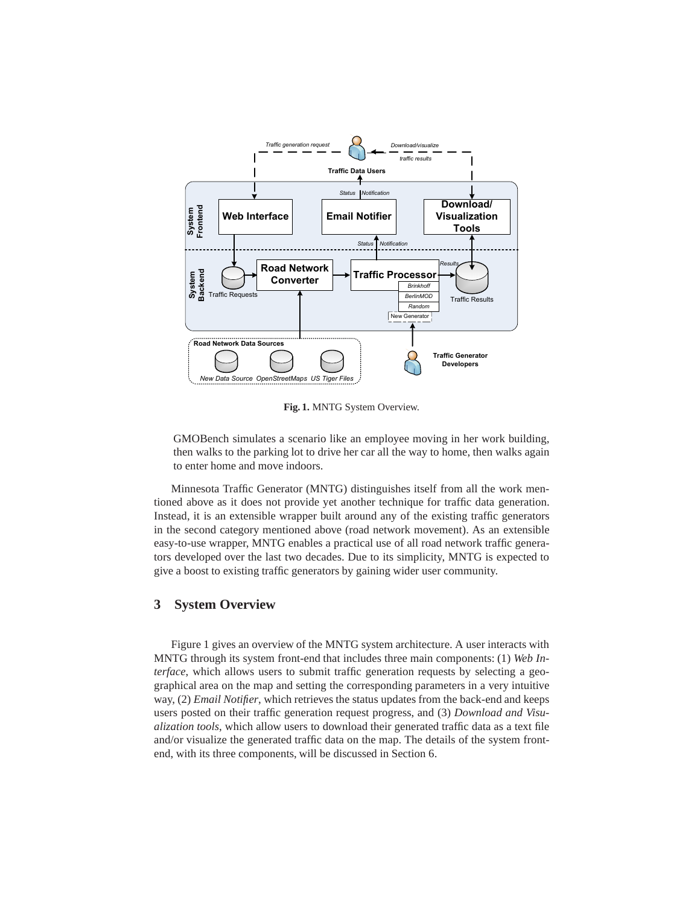Fig. 1. MNTG System Overview.

GMOBench simulates a scenario like an employee moving in her work building, then walks to the parking lot to drive her car all the way to home, then walks again to enter home and move indoors.

Minnesota Traffic Generator (MNTG) distinguishes itself from all the work mentioned above as it does not provide yet another technique for traffic data generation. Instead, it is an extensible wrapper built around any of the existing traffic generators in the second category mentioned above (road network movement). As an extensible easy-to-use wrapper, MNTG enables a practical use of all road network traffic generators developed over the last two decades. Due to its simplicity, MNTG is expected to give a boost to existing traffic generators by gaining wider user community.

## 3 System Overview

Figure 1 gives an overview of the MNTG system architecture. A user interacts with MNTG through its system front-end that includes three main components: (1) *Web Interface*, which allows users to submit traffic generation requests by selecting a geographical area on the map and setting the corresponding parameters in a very intuitive way, (2) *Email Notifier*, which retrieves the status updates from the back-end and keeps users posted on their traffic generation request progress, and (3) *Download and Visualization tools*, which allow users to download their generated traffic data as a text file and/or visualize the generated traffic data on the map. The details of the system front-end, with its three components, will be discussed in Section 6.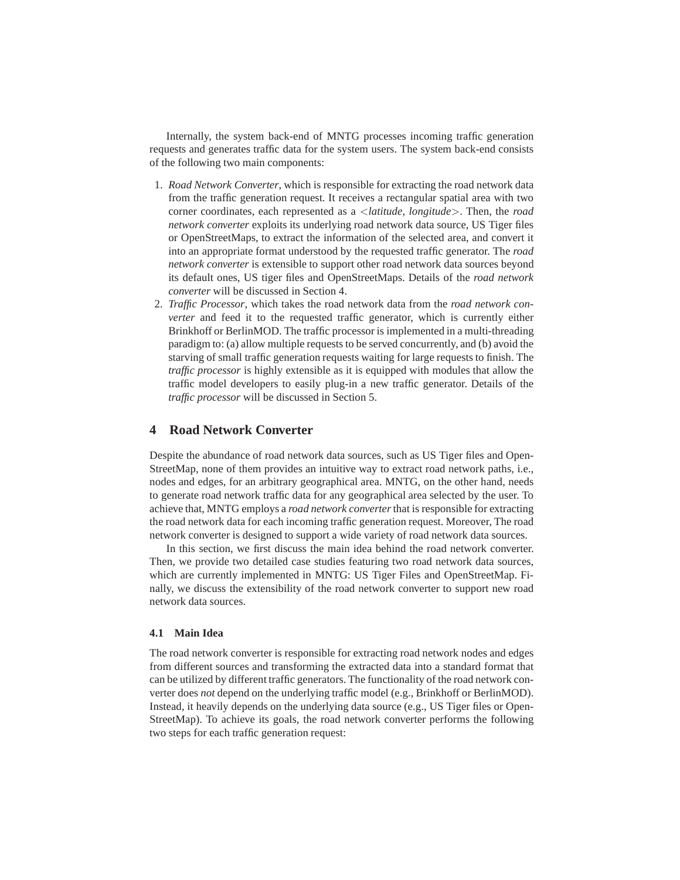Internally, the system back-end of MNTG processes incoming traffic generation requests and generates traffic data for the system users. The system back-end consists of the following two main components:

1. *Road Network Converter*, which is responsible for extracting the road network data from the traffic generation request. It receives a rectangular spatial area with two corner coordinates, each represented as a <*latitude*, *longitude*>. Then, the *road network converter* exploits its underlying road network data source, US Tiger files or OpenStreetMaps, to extract the information of the selected area, and convert it into an appropriate format understood by the requested traffic generator. The *road network converter* is extensible to support other road network data sources beyond its default ones, US tiger files and OpenStreetMaps. Details of the *road network converter* will be discussed in Section 4.
2. *Traffic Processor*, which takes the road network data from the *road network converter* and feed it to the requested traffic generator, which is currently either Brinkhoff or BerlinMOD. The traffic processor is implemented in a multi-threading paradigm to: (a) allow multiple requests to be served concurrently, and (b) avoid the starving of small traffic generation requests waiting for large requests to finish. The *traffic processor* is highly extensible as it is equipped with modules that allow the traffic model developers to easily plug-in a new traffic generator. Details of the *traffic processor* will be discussed in Section 5.

## 4 Road Network Converter

Despite the abundance of road network data sources, such as US Tiger files and OpenStreetMap, none of them provides an intuitive way to extract road network paths, i.e., nodes and edges, for an arbitrary geographical area. MNTG, on the other hand, needs to generate road network traffic data for any geographical area selected by the user. To achieve that, MNTG employs a *road network converter* that is responsible for extracting the road network data for each incoming traffic generation request. Moreover, The road network converter is designed to support a wide variety of road network data sources.

In this section, we first discuss the main idea behind the road network converter. Then, we provide two detailed case studies featuring two road network data sources, which are currently implemented in MNTG: US Tiger Files and OpenStreetMap. Finally, we discuss the extensibility of the road network converter to support new road network data sources.

### 4.1 Main Idea

The road network converter is responsible for extracting road network nodes and edges from different sources and transforming the extracted data into a standard format that can be utilized by different traffic generators. The functionality of the road network converter does *not* depend on the underlying traffic model (e.g., Brinkhoff or BerlinMOD). Instead, it heavily depends on the underlying data source (e.g., US Tiger files or OpenStreetMap). To achieve its goals, the road network converter performs the following two steps for each traffic generation request: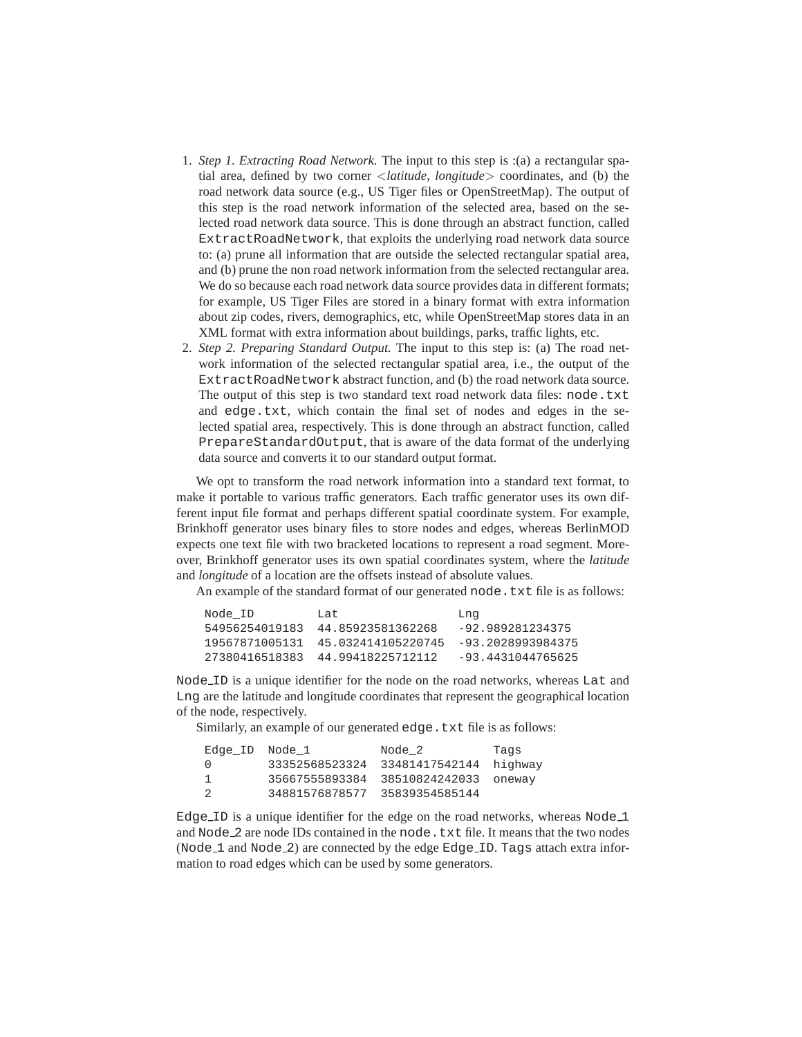1. *Step 1. Extracting Road Network.* The input to this step is :(a) a rectangular spatial area, defined by two corner <*latitude*, *longitude*> coordinates, and (b) the road network data source (e.g., US Tiger files or OpenStreetMap). The output of this step is the road network information of the selected area, based on the selected road network data source. This is done through an abstract function, called `ExtractRoadNetwork`, that exploits the underlying road network data source to: (a) prune all information that are outside the selected rectangular spatial area, and (b) prune the non road network information from the selected rectangular area. We do so because each road network data source provides data in different formats; for example, US Tiger Files are stored in a binary format with extra information about zip codes, rivers, demographics, etc, while OpenStreetMap stores data in an XML format with extra information about buildings, parks, traffic lights, etc.
2. *Step 2. Preparing Standard Output.* The input to this step is: (a) The road network information of the selected rectangular spatial area, i.e., the output of the `ExtractRoadNetwork` abstract function, and (b) the road network data source. The output of this step is two standard text road network data files: `node.txt` and `edge.txt`, which contain the final set of nodes and edges in the selected spatial area, respectively. This is done through an abstract function, called `PrepareStandardOutput`, that is aware of the data format of the underlying data source and converts it to our standard output format.

We opt to transform the road network information into a standard text format, to make it portable to various traffic generators. Each traffic generator uses its own different input file format and perhaps different spatial coordinate system. For example, Brinkhoff generator uses binary files to store nodes and edges, whereas BerlinMOD expects one text file with two bracketed locations to represent a road segment. Moreover, Brinkhoff generator uses its own spatial coordinates system, where the *latitude* and *longitude* of a location are the offsets instead of absolute values.

An example of the standard format of our generated `node.txt` file is as follows:

```
Node_ID         Lat                 Lng
54956254019183  44.85923581362268   -92.989281234375
19567871005131  45.032414105220745  -93.2028993984375
27380416518383  44.99418225712112   -93.4431044765625
```

`Node_ID` is a unique identifier for the node on the road networks, whereas `Lat` and `Lng` are the latitude and longitude coordinates that represent the geographical location of the node, respectively.

Similarly, an example of our generated `edge.txt` file is as follows:

```
Edge_ID  Node_1          Node_2          Tags
0        33352568523324  33481417542144  highway
1        35667555893384  38510824242033  oneway
2        34881576878577  35839354585144
```

`Edge_ID` is a unique identifier for the edge on the road networks, whereas `Node_1` and `Node_2` are node IDs contained in the `node.txt` file. It means that the two nodes (`Node_1` and `Node_2`) are connected by the edge `Edge_ID`. `Tags` attach extra information to road edges which can be used by some generators.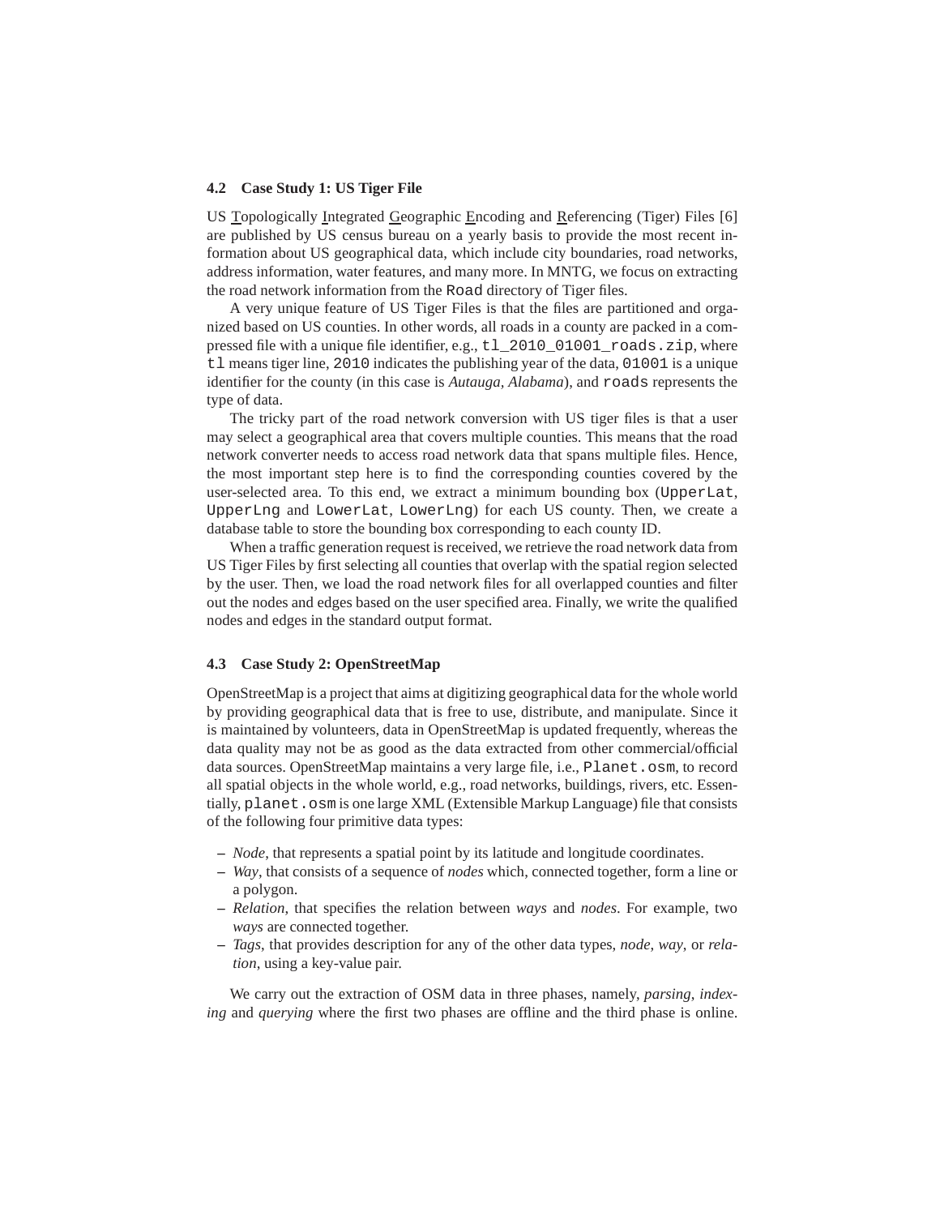### 4.2 Case Study 1: US Tiger File

US Topologically Integrated Geographic Encoding and Referencing (Tiger) Files [6] are published by US census bureau on a yearly basis to provide the most recent information about US geographical data, which include city boundaries, road networks, address information, water features, and many more. In MNTG, we focus on extracting the road network information from the `Road` directory of Tiger files.

A very unique feature of US Tiger Files is that the files are partitioned and organized based on US counties. In other words, all roads in a county are packed in a compressed file with a unique file identifier, e.g., `tl_2010_01001_roads.zip`, where `tl` means tiger line, `2010` indicates the publishing year of the data, `01001` is a unique identifier for the county (in this case is *Autauga, Alabama*), and `roads` represents the type of data.

The tricky part of the road network conversion with US tiger files is that a user may select a geographical area that covers multiple counties. This means that the road network converter needs to access road network data that spans multiple files. Hence, the most important step here is to find the corresponding counties covered by the user-selected area. To this end, we extract a minimum bounding box (`UpperLat`, `UpperLng` and `LowerLat`, `LowerLng`) for each US county. Then, we create a database table to store the bounding box corresponding to each county ID.

When a traffic generation request is received, we retrieve the road network data from US Tiger Files by first selecting all counties that overlap with the spatial region selected by the user. Then, we load the road network files for all overlapped counties and filter out the nodes and edges based on the user specified area. Finally, we write the qualified nodes and edges in the standard output format.

### 4.3 Case Study 2: OpenStreetMap

OpenStreetMap is a project that aims at digitizing geographical data for the whole world by providing geographical data that is free to use, distribute, and manipulate. Since it is maintained by volunteers, data in OpenStreetMap is updated frequently, whereas the data quality may not be as good as the data extracted from other commercial/official data sources. OpenStreetMap maintains a very large file, i.e., `Planet.osm`, to record all spatial objects in the whole world, e.g., road networks, buildings, rivers, etc. Essentially, `planet.osm` is one large XML (Extensible Markup Language) file that consists of the following four primitive data types:

- *Node*, that represents a spatial point by its latitude and longitude coordinates.
- *Way*, that consists of a sequence of *nodes* which, connected together, form a line or a polygon.
- *Relation*, that specifies the relation between *ways* and *nodes*. For example, two *ways* are connected together.
- *Tags*, that provides description for any of the other data types, *node*, *way*, or *relation*, using a key-value pair.

We carry out the extraction of OSM data in three phases, namely, *parsing*, *indexing* and *querying* where the first two phases are offline and the third phase is online.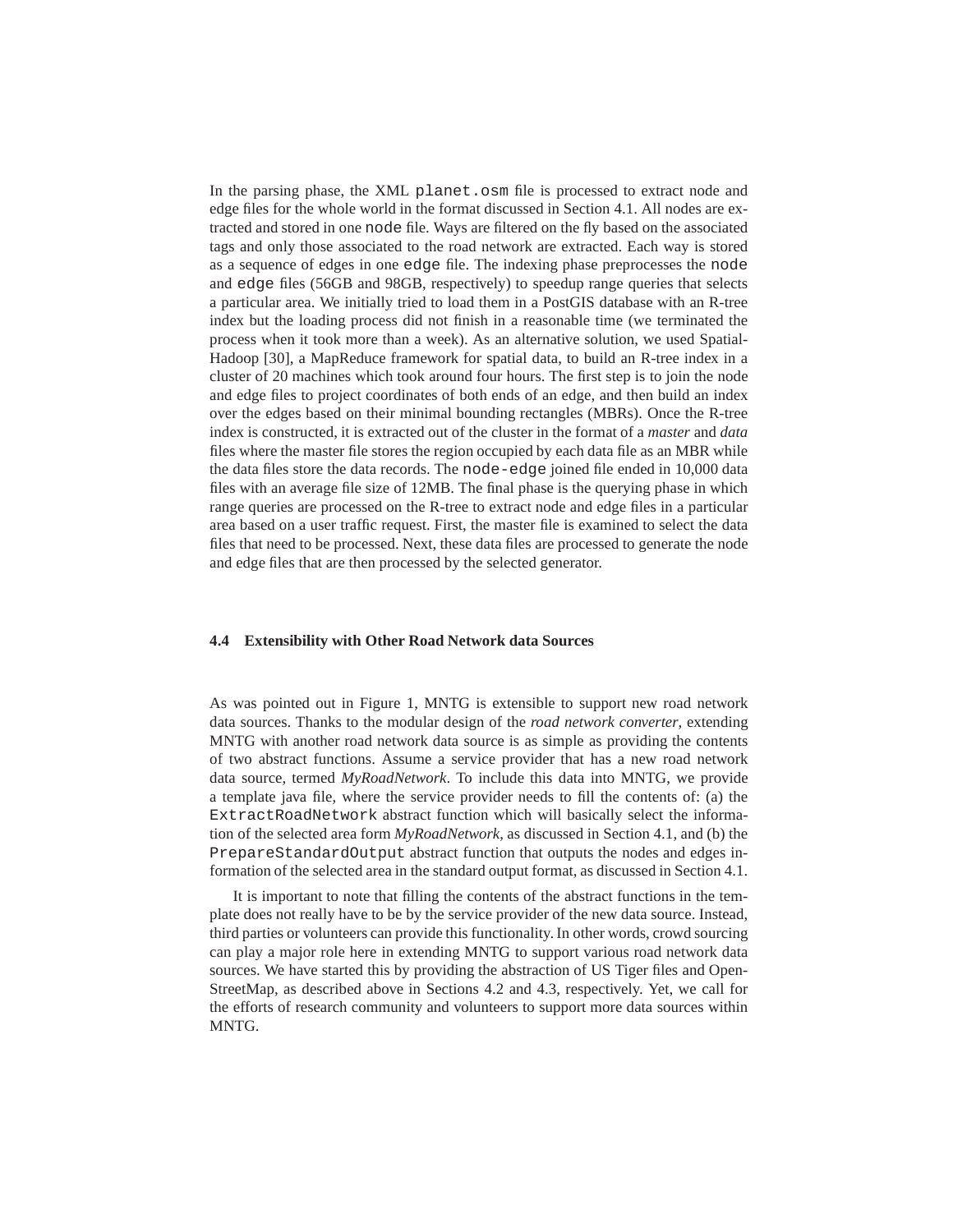In the parsing phase, the XML `planet.osm` file is processed to extract node and edge files for the whole world in the format discussed in Section 4.1. All nodes are extracted and stored in one `node` file. Ways are filtered on the fly based on the associated tags and only those associated to the road network are extracted. Each way is stored as a sequence of edges in one `edge` file. The indexing phase preprocesses the `node` and `edge` files (56GB and 98GB, respectively) to speedup range queries that selects a particular area. We initially tried to load them in a PostGIS database with an R-tree index but the loading process did not finish in a reasonable time (we terminated the process when it took more than a week). As an alternative solution, we used SpatialHadoop [30], a MapReduce framework for spatial data, to build an R-tree index in a cluster of 20 machines which took around four hours. The first step is to join the node and edge files to project coordinates of both ends of an edge, and then build an index over the edges based on their minimal bounding rectangles (MBRs). Once the R-tree index is constructed, it is extracted out of the cluster in the format of a *master* and *data* files where the master file stores the region occupied by each data file as an MBR while the data files store the data records. The `node-edge` joined file ended in 10,000 data files with an average file size of 12MB. The final phase is the querying phase in which range queries are processed on the R-tree to extract node and edge files in a particular area based on a user traffic request. First, the master file is examined to select the data files that need to be processed. Next, these data files are processed to generate the node and edge files that are then processed by the selected generator.

### 4.4 Extensibility with Other Road Network data Sources

As was pointed out in Figure 1, MNTG is extensible to support new road network data sources. Thanks to the modular design of the *road network converter*, extending MNTG with another road network data source is as simple as providing the contents of two abstract functions. Assume a service provider that has a new road network data source, termed *MyRoadNetwork*. To include this data into MNTG, we provide a template java file, where the service provider needs to fill the contents of: (a) the `ExtractRoadNetwork` abstract function which will basically select the information of the selected area form *MyRoadNetwork*, as discussed in Section 4.1, and (b) the `PrepareStandardOutput` abstract function that outputs the nodes and edges information of the selected area in the standard output format, as discussed in Section 4.1.

It is important to note that filling the contents of the abstract functions in the template does not really have to be by the service provider of the new data source. Instead, third parties or volunteers can provide this functionality. In other words, crowd sourcing can play a major role here in extending MNTG to support various road network data sources. We have started this by providing the abstraction of US Tiger files and OpenStreetMap, as described above in Sections 4.2 and 4.3, respectively. Yet, we call for the efforts of research community and volunteers to support more data sources within MNTG.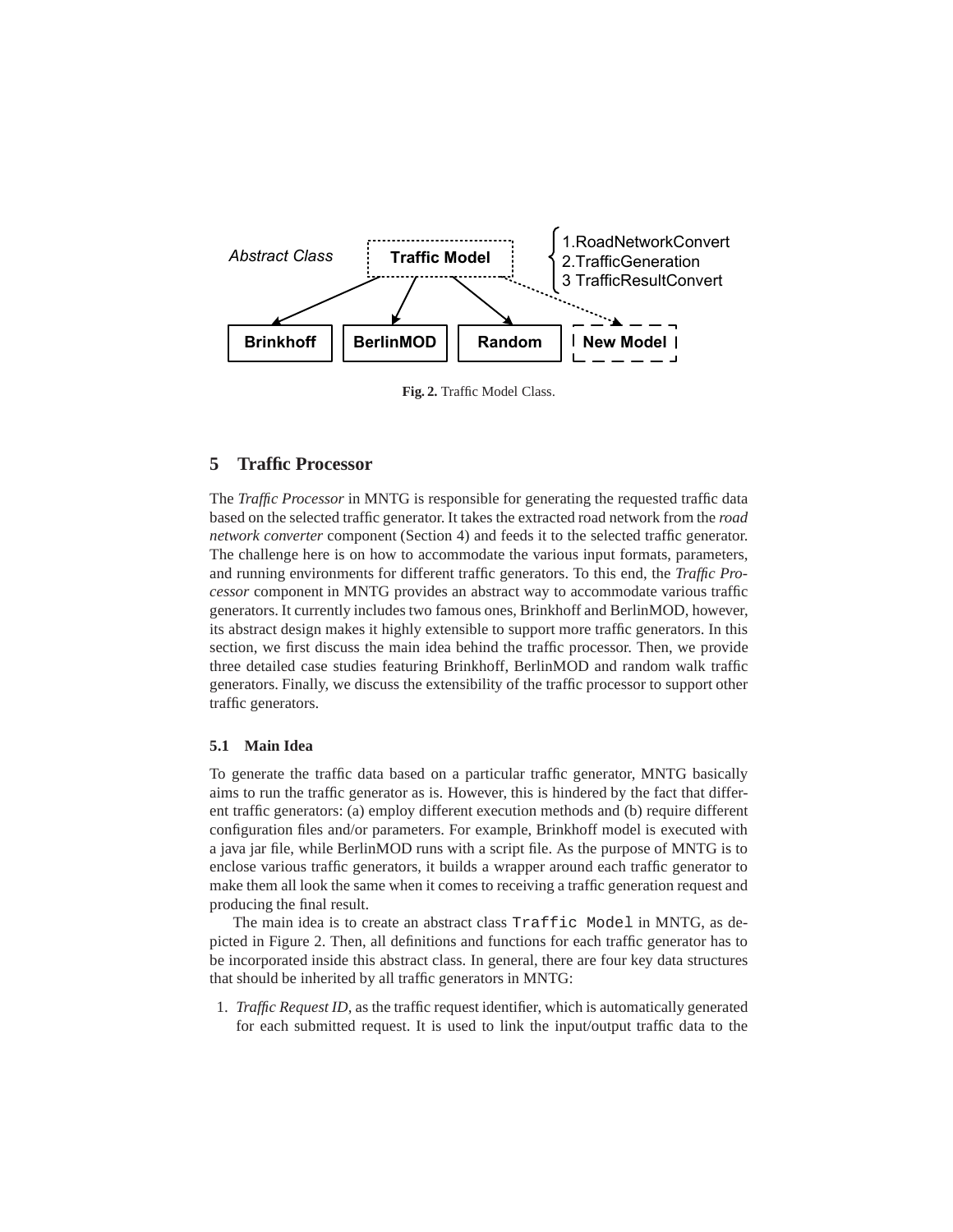Fig. 2. Traffic Model Class.

## 5 Traffic Processor

The *Traffic Processor* in MNTG is responsible for generating the requested traffic data based on the selected traffic generator. It takes the extracted road network from the *road network converter* component (Section 4) and feeds it to the selected traffic generator. The challenge here is on how to accommodate the various input formats, parameters, and running environments for different traffic generators. To this end, the *Traffic Processor* component in MNTG provides an abstract way to accommodate various traffic generators. It currently includes two famous ones, Brinkhoff and BerlinMOD, however, its abstract design makes it highly extensible to support more traffic generators. In this section, we first discuss the main idea behind the traffic processor. Then, we provide three detailed case studies featuring Brinkhoff, BerlinMOD and random walk traffic generators. Finally, we discuss the extensibility of the traffic processor to support other traffic generators.

### 5.1 Main Idea

To generate the traffic data based on a particular traffic generator, MNTG basically aims to run the traffic generator as is. However, this is hindered by the fact that different traffic generators: (a) employ different execution methods and (b) require different configuration files and/or parameters. For example, Brinkhoff model is executed with a java jar file, while BerlinMOD runs with a script file. As the purpose of MNTG is to enclose various traffic generators, it builds a wrapper around each traffic generator to make them all look the same when it comes to receiving a traffic generation request and producing the final result.

The main idea is to create an abstract class `Traffic Model` in MNTG, as depicted in Figure 2. Then, all definitions and functions for each traffic generator has to be incorporated inside this abstract class. In general, there are four key data structures that should be inherited by all traffic generators in MNTG:

1. *Traffic Request ID*, as the traffic request identifier, which is automatically generated for each submitted request. It is used to link the input/output traffic data to the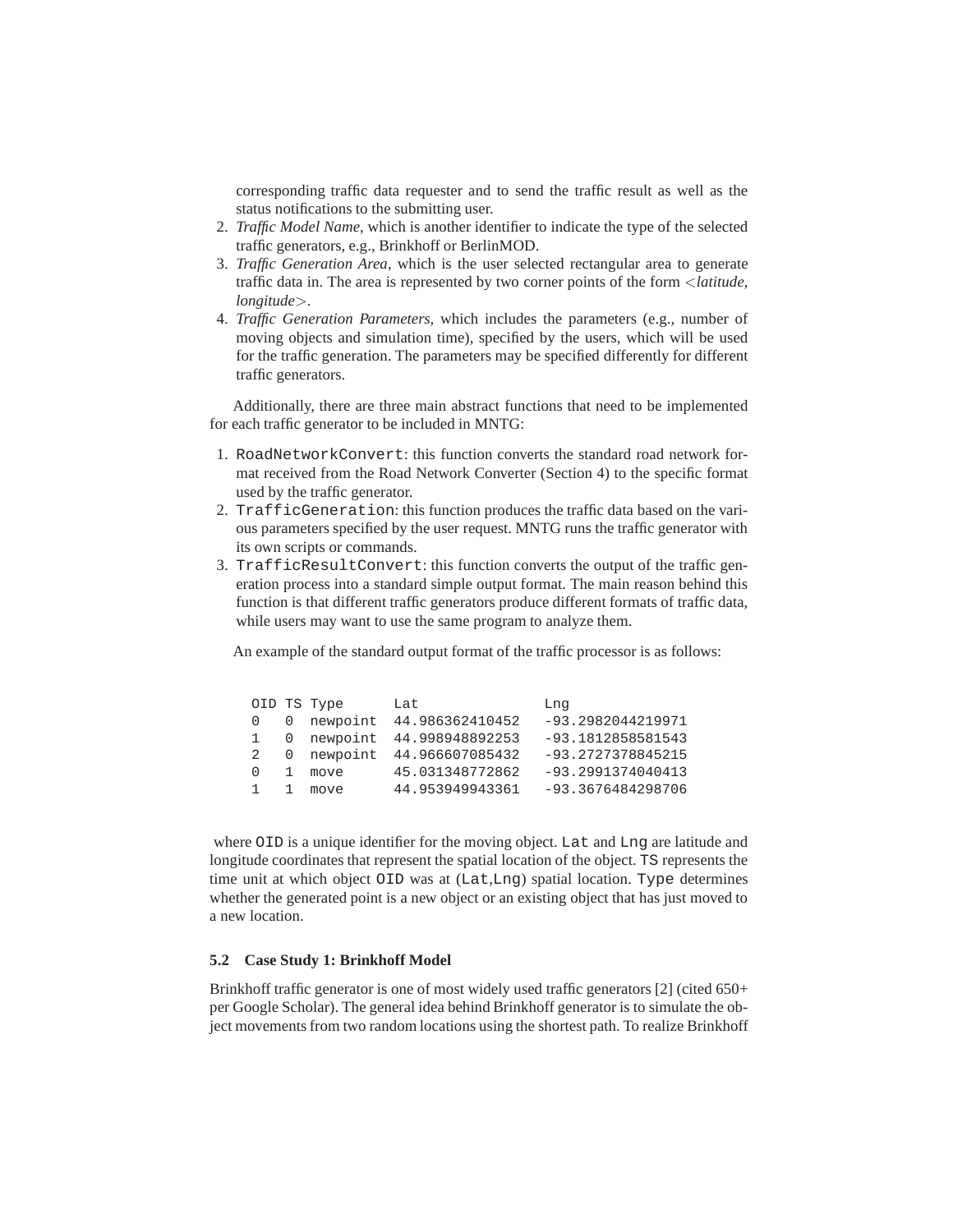corresponding traffic data requester and to send the traffic result as well as the status notifications to the submitting user.

2. *Traffic Model Name*, which is another identifier to indicate the type of the selected traffic generators, e.g., Brinkhoff or BerlinMOD.
3. *Traffic Generation Area*, which is the user selected rectangular area to generate traffic data in. The area is represented by two corner points of the form <*latitude*, *longitude*>.
4. *Traffic Generation Parameters*, which includes the parameters (e.g., number of moving objects and simulation time), specified by the users, which will be used for the traffic generation. The parameters may be specified differently for different traffic generators.

Additionally, there are three main abstract functions that need to be implemented for each traffic generator to be included in MNTG:

1. `RoadNetworkConvert`: this function converts the standard road network format received from the Road Network Converter (Section 4) to the specific format used by the traffic generator.
2. `TrafficGeneration`: this function produces the traffic data based on the various parameters specified by the user request. MNTG runs the traffic generator with its own scripts or commands.
3. `TrafficResultConvert`: this function converts the output of the traffic generation process into a standard simple output format. The main reason behind this function is that different traffic generators produce different formats of traffic data, while users may want to use the same program to analyze them.

An example of the standard output format of the traffic processor is as follows:

```
OID TS Type      Lat              Lng
0   0  newpoint  44.986362410452   -93.2982044219971
1   0  newpoint  44.998948892253   -93.1812858581543
2   0  newpoint  44.966607085432   -93.2727378845215
0   1  move      45.031348772862   -93.2991374040413
1   1  move      44.953949943361   -93.3676484298706
```

where `OID` is a unique identifier for the moving object. `Lat` and `Lng` are latitude and longitude coordinates that represent the spatial location of the object. `TS` represents the time unit at which object `OID` was at (`Lat`,`Lng`) spatial location. `Type` determines whether the generated point is a new object or an existing object that has just moved to a new location.

### 5.2 Case Study 1: Brinkhoff Model

Brinkhoff traffic generator is one of most widely used traffic generators [2] (cited 650+ per Google Scholar). The general idea behind Brinkhoff generator is to simulate the object movements from two random locations using the shortest path. To realize Brinkhoff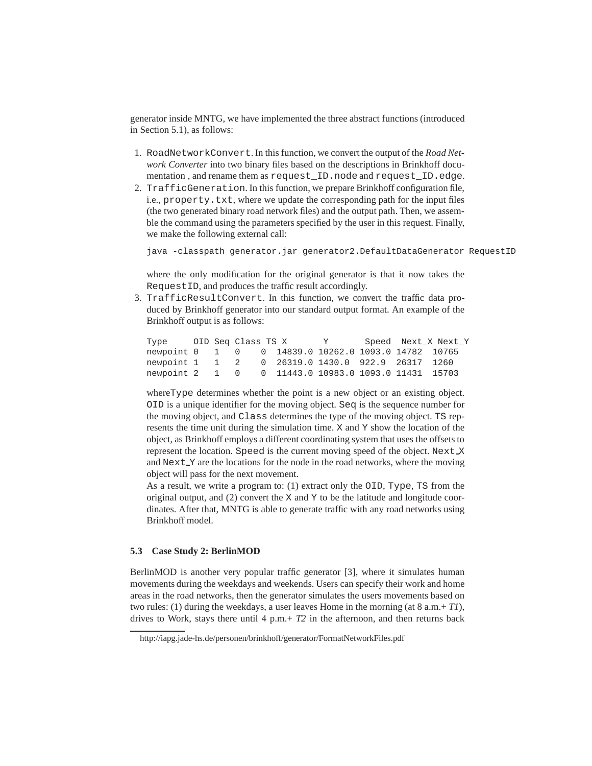generator inside MNTG, we have implemented the three abstract functions (introduced in Section 5.1), as follows:

1. `RoadNetworkConvert`. In this function, we convert the output of the *Road Network Converter* into two binary files based on the descriptions in Brinkhoff documentation , and rename them as `request_ID.node` and `request_ID.edge`.
2. `TrafficGeneration`. In this function, we prepare Brinkhoff configuration file, i.e., `property.txt`, where we update the corresponding path for the input files (the two generated binary road network files) and the output path. Then, we assemble the command using the parameters specified by the user in this request. Finally, we make the following external call:

   ```
   java -classpath generator.jar generator2.DefaultDataGenerator RequestID
   ```

   where the only modification for the original generator is that it now takes the `RequestID`, and produces the traffic result accordingly.
3. `TrafficResultConvert`. In this function, we convert the traffic data produced by Brinkhoff generator into our standard output format. An example of the Brinkhoff output is as follows:

   ```
   Type     OID Seq Class TS X       Y       Speed  Next_X Next_Y
   newpoint 0   1   0    0  14839.0 10262.0 1093.0 14782  10765
   newpoint 1   1   2    0  26319.0 1430.0  922.9  26317  1260
   newpoint 2   1   0    0  11443.0 10983.0 1093.0 11431  15703
   ```

   where `Type` determines whether the point is a new object or an existing object. `OID` is a unique identifier for the moving object. `Seq` is the sequence number for the moving object, and `Class` determines the type of the moving object. `TS` represents the time unit during the simulation time. `X` and `Y` show the location of the object, as Brinkhoff employs a different coordinating system that uses the offsets to represent the location. `Speed` is the current moving speed of the object. `Next_X` and `Next_Y` are the locations for the node in the road networks, where the moving object will pass for the next movement.
   As a result, we write a program to: (1) extract only the `OID`, `Type`, `TS` from the original output, and (2) convert the `X` and `Y` to be the latitude and longitude coordinates. After that, MNTG is able to generate traffic with any road networks using Brinkhoff model.

### 5.3 Case Study 2: BerlinMOD

BerlinMOD is another very popular traffic generator [3], where it simulates human movements during the weekdays and weekends. Users can specify their work and home areas in the road networks, then the generator simulates the users movements based on two rules: (1) during the weekdays, a user leaves Home in the morning (at 8 a.m.+ *T1*), drives to Work, stays there until 4 p.m.+ *T2* in the afternoon, and then returns back

http://iapg.jade-hs.de/personen/brinkhoff/generator/FormatNetworkFiles.pdf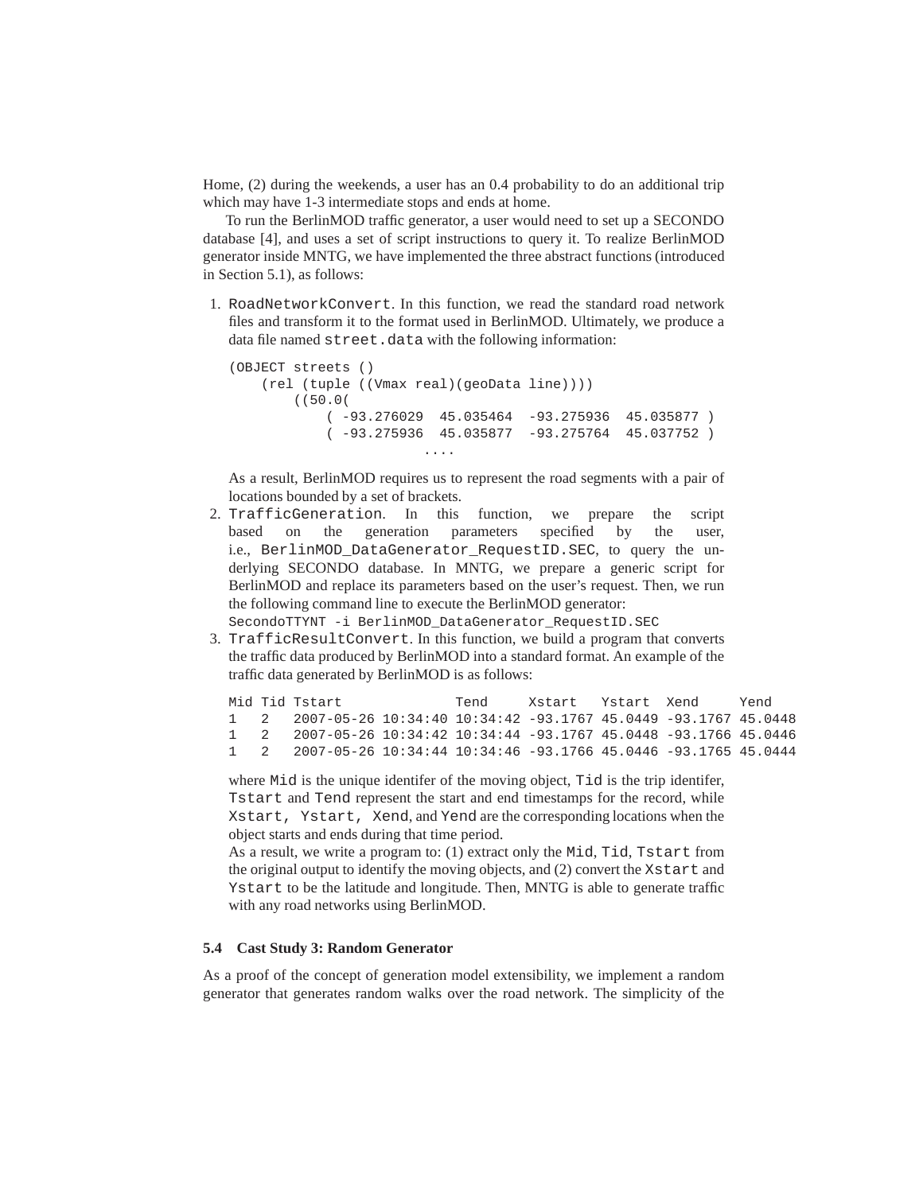Home, (2) during the weekends, a user has an 0.4 probability to do an additional trip which may have 1-3 intermediate stops and ends at home.

To run the BerlinMOD traffic generator, a user would need to set up a SECONDO database [4], and uses a set of script instructions to query it. To realize BerlinMOD generator inside MNTG, we have implemented the three abstract functions (introduced in Section 5.1), as follows:

1. `RoadNetworkConvert`. In this function, we read the standard road network files and transform it to the format used in BerlinMOD. Ultimately, we produce a data file named `street.data` with the following information:

   ```
   (OBJECT streets ()
       (rel (tuple ((Vmax real)(geoData line))))
           ((50.0(
               ( -93.276029  45.035464  -93.275936  45.035877 )
               ( -93.275936  45.035877  -93.275764  45.037752 )
                           ....
   ```

   As a result, BerlinMOD requires us to represent the road segments with a pair of locations bounded by a set of brackets.
2. `TrafficGeneration`. In this function, we prepare the script based on the generation parameters specified by the user, i.e., `BerlinMOD_DataGenerator_RequestID.SEC`, to query the underlying SECONDO database. In MNTG, we prepare a generic script for BerlinMOD and replace its parameters based on the user's request. Then, we run the following command line to execute the BerlinMOD generator:
   `SecondoTTYNT -i BerlinMOD_DataGenerator_RequestID.SEC`
3. `TrafficResultConvert`. In this function, we build a program that converts the traffic data produced by BerlinMOD into a standard format. An example of the traffic data generated by BerlinMOD is as follows:

   ```
   Mid Tid Tstart              Tend     Xstart   Ystart  Xend     Yend
   1   2   2007-05-26 10:34:40 10:34:42 -93.1767 45.0449 -93.1767 45.0448
   1   2   2007-05-26 10:34:42 10:34:44 -93.1767 45.0448 -93.1766 45.0446
   1   2   2007-05-26 10:34:44 10:34:46 -93.1766 45.0446 -93.1765 45.0444
   ```

   where `Mid` is the unique identifer of the moving object, `Tid` is the trip identifer, `Tstart` and `Tend` represent the start and end timestamps for the record, while `Xstart, Ystart, Xend`, and `Yend` are the corresponding locations when the object starts and ends during that time period.
   As a result, we write a program to: (1) extract only the `Mid`, `Tid`, `Tstart` from the original output to identify the moving objects, and (2) convert the `Xstart` and `Ystart` to be the latitude and longitude. Then, MNTG is able to generate traffic with any road networks using BerlinMOD.

### 5.4 Cast Study 3: Random Generator

As a proof of the concept of generation model extensibility, we implement a random generator that generates random walks over the road network. The simplicity of the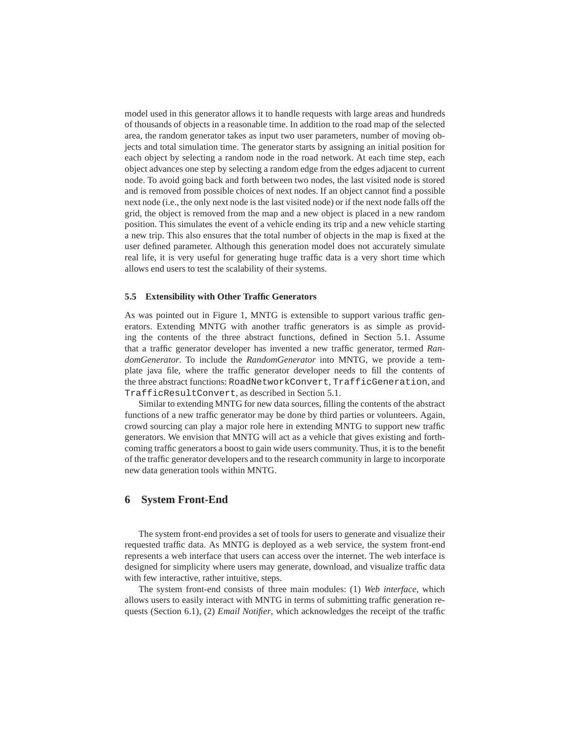model used in this generator allows it to handle requests with large areas and hundreds of thousands of objects in a reasonable time. In addition to the road map of the selected area, the random generator takes as input two user parameters, number of moving objects and total simulation time. The generator starts by assigning an initial position for each object by selecting a random node in the road network. At each time step, each object advances one step by selecting a random edge from the edges adjacent to current node. To avoid going back and forth between two nodes, the last visited node is stored and is removed from possible choices of next nodes. If an object cannot find a possible next node (i.e., the only next node is the last visited node) or if the next node falls off the grid, the object is removed from the map and a new object is placed in a new random position. This simulates the event of a vehicle ending its trip and a new vehicle starting a new trip. This also ensures that the total number of objects in the map is fixed at the user defined parameter. Although this generation model does not accurately simulate real life, it is very useful for generating huge traffic data is a very short time which allows end users to test the scalability of their systems.

### 5.5 Extensibility with Other Traffic Generators

As was pointed out in Figure 1, MNTG is extensible to support various traffic generators. Extending MNTG with another traffic generators is as simple as providing the contents of the three abstract functions, defined in Section 5.1. Assume that a traffic generator developer has invented a new traffic generator, termed *RandomGenerator*. To include the *RandomGenerator* into MNTG, we provide a template java file, where the traffic generator developer needs to fill the contents of the three abstract functions: `RoadNetworkConvert`, `TrafficGeneration`, and `TrafficResultConvert`, as described in Section 5.1.

Similar to extending MNTG for new data sources, filling the contents of the abstract functions of a new traffic generator may be done by third parties or volunteers. Again, crowd sourcing can play a major role here in extending MNTG to support new traffic generators. We envision that MNTG will act as a vehicle that gives existing and forthcoming traffic generators a boost to gain wide users community. Thus, it is to the benefit of the traffic generator developers and to the research community in large to incorporate new data generation tools within MNTG.

## 6 System Front-End

The system front-end provides a set of tools for users to generate and visualize their requested traffic data. As MNTG is deployed as a web service, the system front-end represents a web interface that users can access over the internet. The web interface is designed for simplicity where users may generate, download, and visualize traffic data with few interactive, rather intuitive, steps.

The system front-end consists of three main modules: (1) *Web interface*, which allows users to easily interact with MNTG in terms of submitting traffic generation requests (Section 6.1), (2) *Email Notifier*, which acknowledges the receipt of the traffic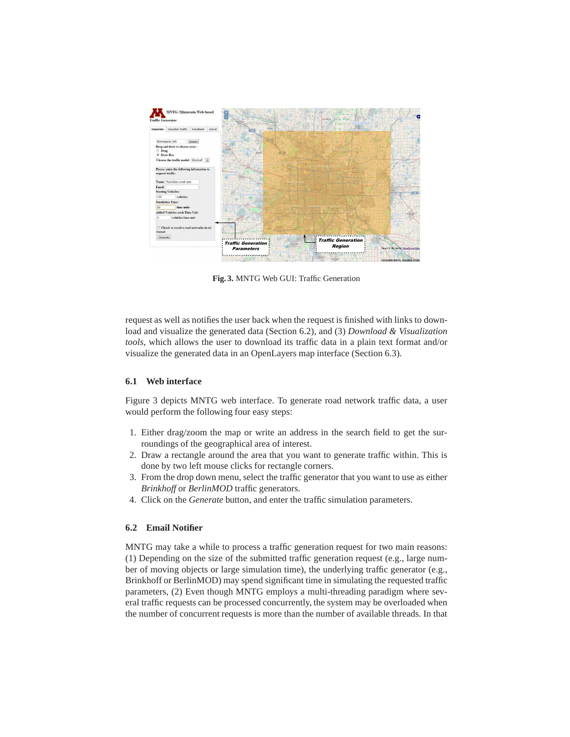Fig. 3. MNTG Web GUI: Traffic Generation

request as well as notifies the user back when the request is finished with links to download and visualize the generated data (Section 6.2), and (3) *Download & Visualization tools*, which allows the user to download its traffic data in a plain text format and/or visualize the generated data in an OpenLayers map interface (Section 6.3).

### 6.1 Web interface

Figure 3 depicts MNTG web interface. To generate road network traffic data, a user would perform the following four easy steps:

1. Either drag/zoom the map or write an address in the search field to get the surroundings of the geographical area of interest.
2. Draw a rectangle around the area that you want to generate traffic within. This is done by two left mouse clicks for rectangle corners.
3. From the drop down menu, select the traffic generator that you want to use as either *Brinkhoff* or *BerlinMOD* traffic generators.
4. Click on the *Generate* button, and enter the traffic simulation parameters.

### 6.2 Email Notifier

MNTG may take a while to process a traffic generation request for two main reasons: (1) Depending on the size of the submitted traffic generation request (e.g., large number of moving objects or large simulation time), the underlying traffic generator (e.g., Brinkhoff or BerlinMOD) may spend significant time in simulating the requested traffic parameters, (2) Even though MNTG employs a multi-threading paradigm where several traffic requests can be processed concurrently, the system may be overloaded when the number of concurrent requests is more than the number of available threads. In that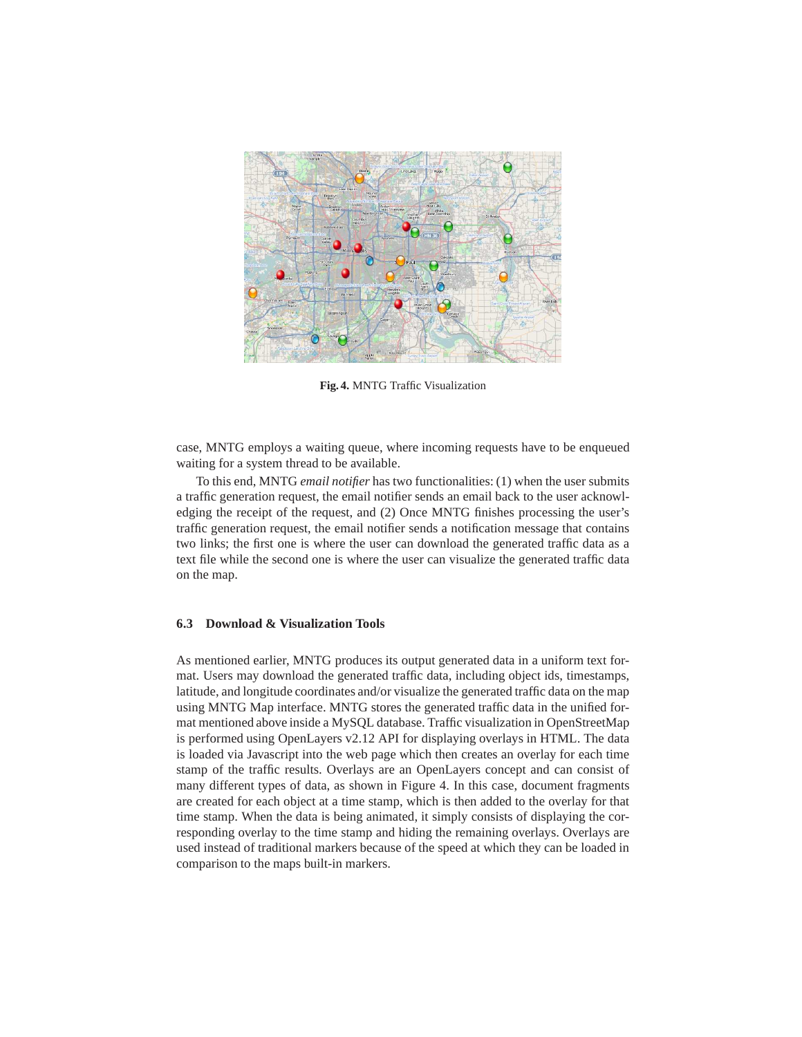**Fig. 4.** MNTG Traffic Visualization

case, MNTG employs a waiting queue, where incoming requests have to be enqueued waiting for a system thread to be available.

To this end, MNTG *email notifier* has two functionalities: (1) when the user submits a traffic generation request, the email notifier sends an email back to the user acknowledging the receipt of the request, and (2) Once MNTG finishes processing the user's traffic generation request, the email notifier sends a notification message that contains two links; the first one is where the user can download the generated traffic data as a text file while the second one is where the user can visualize the generated traffic data on the map.

### 6.3 Download & Visualization Tools

As mentioned earlier, MNTG produces its output generated data in a uniform text format. Users may download the generated traffic data, including object ids, timestamps, latitude, and longitude coordinates and/or visualize the generated traffic data on the map using MNTG Map interface. MNTG stores the generated traffic data in the unified format mentioned above inside a MySQL database. Traffic visualization in OpenStreetMap is performed using OpenLayers v2.12 API for displaying overlays in HTML. The data is loaded via Javascript into the web page which then creates an overlay for each time stamp of the traffic results. Overlays are an OpenLayers concept and can consist of many different types of data, as shown in Figure 4. In this case, document fragments are created for each object at a time stamp, which is then added to the overlay for that time stamp. When the data is being animated, it simply consists of displaying the corresponding overlay to the time stamp and hiding the remaining overlays. Overlays are used instead of traditional markers because of the speed at which they can be loaded in comparison to the maps built-in markers.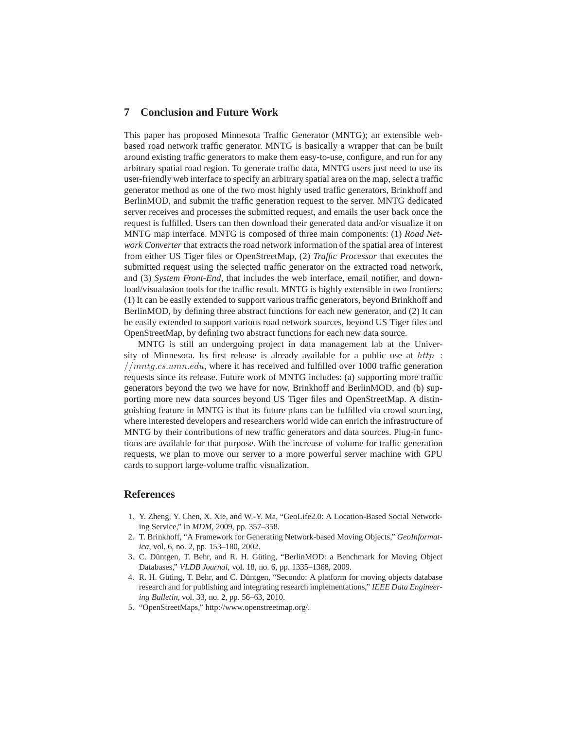## 7 Conclusion and Future Work

This paper has proposed Minnesota Traffic Generator (MNTG); an extensible web-based road network traffic generator. MNTG is basically a wrapper that can be built around existing traffic generators to make them easy-to-use, configure, and run for any arbitrary spatial road region. To generate traffic data, MNTG users just need to use its user-friendly web interface to specify an arbitrary spatial area on the map, select a traffic generator method as one of the two most highly used traffic generators, Brinkhoff and BerlinMOD, and submit the traffic generation request to the server. MNTG dedicated server receives and processes the submitted request, and emails the user back once the request is fulfilled. Users can then download their generated data and/or visualize it on MNTG map interface. MNTG is composed of three main components: (1) *Road Network Converter* that extracts the road network information of the spatial area of interest from either US Tiger files or OpenStreetMap, (2) *Traffic Processor* that executes the submitted request using the selected traffic generator on the extracted road network, and (3) *System Front-End*, that includes the web interface, email notifier, and download/visualasion tools for the traffic result. MNTG is highly extensible in two frontiers: (1) It can be easily extended to support various traffic generators, beyond Brinkhoff and BerlinMOD, by defining three abstract functions for each new generator, and (2) It can be easily extended to support various road network sources, beyond US Tiger files and OpenStreetMap, by defining two abstract functions for each new data source.

MNTG is still an undergoing project in data management lab at the University of Minnesota. Its first release is already available for a public use at *http://mntg.cs.umn.edu*, where it has received and fulfilled over 1000 traffic generation requests since its release. Future work of MNTG includes: (a) supporting more traffic generators beyond the two we have for now, Brinkhoff and BerlinMOD, and (b) supporting more new data sources beyond US Tiger files and OpenStreetMap. A distinguishing feature in MNTG is that its future plans can be fulfilled via crowd sourcing, where interested developers and researchers world wide can enrich the infrastructure of MNTG by their contributions of new traffic generators and data sources. Plug-in functions are available for that purpose. With the increase of volume for traffic generation requests, we plan to move our server to a more powerful server machine with GPU cards to support large-volume traffic visualization.

## References

1. Y. Zheng, Y. Chen, X. Xie, and W.-Y. Ma, "GeoLife2.0: A Location-Based Social Networking Service," in *MDM*, 2009, pp. 357–358.
2. T. Brinkhoff, "A Framework for Generating Network-based Moving Objects," *GeoInformatica*, vol. 6, no. 2, pp. 153–180, 2002.
3. C. Düntgen, T. Behr, and R. H. Güting, "BerlinMOD: a Benchmark for Moving Object Databases," *VLDB Journal*, vol. 18, no. 6, pp. 1335–1368, 2009.
4. R. H. Güting, T. Behr, and C. Düntgen, "Secondo: A platform for moving objects database research and for publishing and integrating research implementations," *IEEE Data Engineering Bulletin*, vol. 33, no. 2, pp. 56–63, 2010.
5. "OpenStreetMaps," http://www.openstreetmap.org/.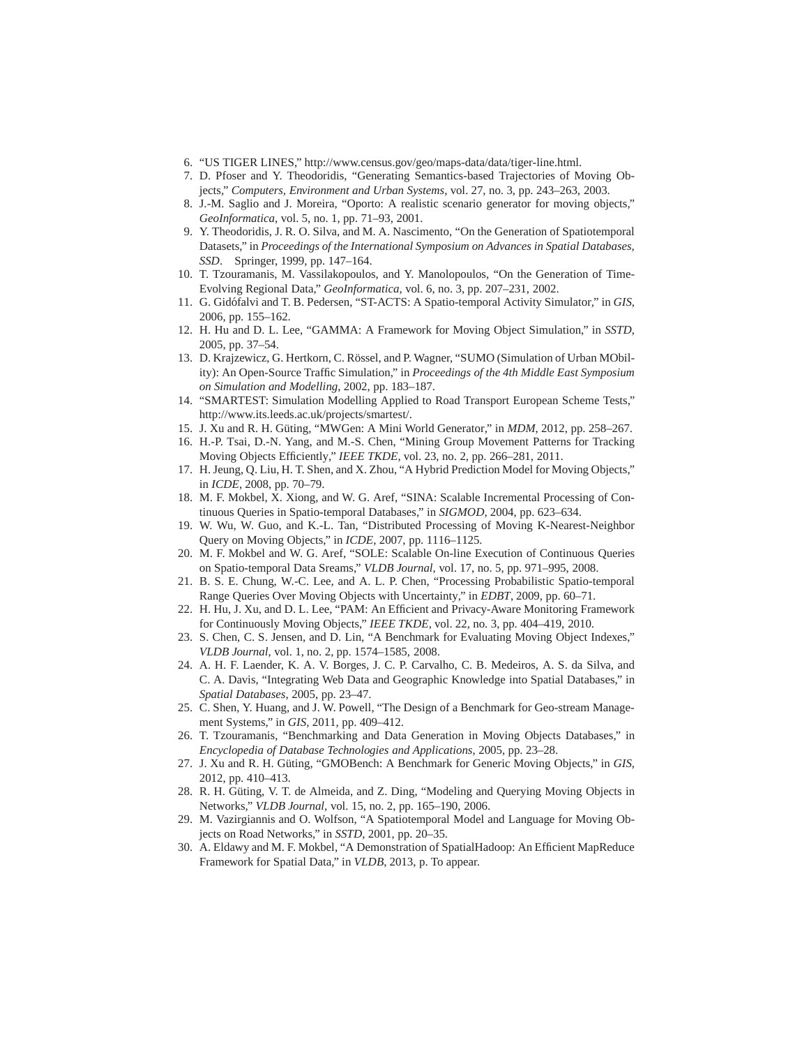6. "US TIGER LINES," http://www.census.gov/geo/maps-data/data/tiger-line.html.
7. D. Pfoser and Y. Theodoridis, "Generating Semantics-based Trajectories of Moving Objects," *Computers, Environment and Urban Systems*, vol. 27, no. 3, pp. 243–263, 2003.
8. J.-M. Saglio and J. Moreira, "Oporto: A realistic scenario generator for moving objects," *GeoInformatica*, vol. 5, no. 1, pp. 71–93, 2001.
9. Y. Theodoridis, J. R. O. Silva, and M. A. Nascimento, "On the Generation of Spatiotemporal Datasets," in *Proceedings of the International Symposium on Advances in Spatial Databases, SSD*. Springer, 1999, pp. 147–164.
10. T. Tzouramanis, M. Vassilakopoulos, and Y. Manolopoulos, "On the Generation of Time-Evolving Regional Data," *GeoInformatica*, vol. 6, no. 3, pp. 207–231, 2002.
11. G. Gidófalvi and T. B. Pedersen, "ST-ACTS: A Spatio-temporal Activity Simulator," in *GIS*, 2006, pp. 155–162.
12. H. Hu and D. L. Lee, "GAMMA: A Framework for Moving Object Simulation," in *SSTD*, 2005, pp. 37–54.
13. D. Krajzewicz, G. Hertkorn, C. Rössel, and P. Wagner, "SUMO (Simulation of Urban MObility): An Open-Source Traffic Simulation," in *Proceedings of the 4th Middle East Symposium on Simulation and Modelling*, 2002, pp. 183–187.
14. "SMARTEST: Simulation Modelling Applied to Road Transport European Scheme Tests," http://www.its.leeds.ac.uk/projects/smartest/.
15. J. Xu and R. H. Güting, "MWGen: A Mini World Generator," in *MDM*, 2012, pp. 258–267.
16. H.-P. Tsai, D.-N. Yang, and M.-S. Chen, "Mining Group Movement Patterns for Tracking Moving Objects Efficiently," *IEEE TKDE*, vol. 23, no. 2, pp. 266–281, 2011.
17. H. Jeung, Q. Liu, H. T. Shen, and X. Zhou, "A Hybrid Prediction Model for Moving Objects," in *ICDE*, 2008, pp. 70–79.
18. M. F. Mokbel, X. Xiong, and W. G. Aref, "SINA: Scalable Incremental Processing of Continuous Queries in Spatio-temporal Databases," in *SIGMOD*, 2004, pp. 623–634.
19. W. Wu, W. Guo, and K.-L. Tan, "Distributed Processing of Moving K-Nearest-Neighbor Query on Moving Objects," in *ICDE*, 2007, pp. 1116–1125.
20. M. F. Mokbel and W. G. Aref, "SOLE: Scalable On-line Execution of Continuous Queries on Spatio-temporal Data Sreams," *VLDB Journal*, vol. 17, no. 5, pp. 971–995, 2008.
21. B. S. E. Chung, W.-C. Lee, and A. L. P. Chen, "Processing Probabilistic Spatio-temporal Range Queries Over Moving Objects with Uncertainty," in *EDBT*, 2009, pp. 60–71.
22. H. Hu, J. Xu, and D. L. Lee, "PAM: An Efficient and Privacy-Aware Monitoring Framework for Continuously Moving Objects," *IEEE TKDE*, vol. 22, no. 3, pp. 404–419, 2010.
23. S. Chen, C. S. Jensen, and D. Lin, "A Benchmark for Evaluating Moving Object Indexes," *VLDB Journal*, vol. 1, no. 2, pp. 1574–1585, 2008.
24. A. H. F. Laender, K. A. V. Borges, J. C. P. Carvalho, C. B. Medeiros, A. S. da Silva, and C. A. Davis, "Integrating Web Data and Geographic Knowledge into Spatial Databases," in *Spatial Databases*, 2005, pp. 23–47.
25. C. Shen, Y. Huang, and J. W. Powell, "The Design of a Benchmark for Geo-stream Management Systems," in *GIS*, 2011, pp. 409–412.
26. T. Tzouramanis, "Benchmarking and Data Generation in Moving Objects Databases," in *Encyclopedia of Database Technologies and Applications*, 2005, pp. 23–28.
27. J. Xu and R. H. Güting, "GMOBench: A Benchmark for Generic Moving Objects," in *GIS*, 2012, pp. 410–413.
28. R. H. Güting, V. T. de Almeida, and Z. Ding, "Modeling and Querying Moving Objects in Networks," *VLDB Journal*, vol. 15, no. 2, pp. 165–190, 2006.
29. M. Vazirgiannis and O. Wolfson, "A Spatiotemporal Model and Language for Moving Objects on Road Networks," in *SSTD*, 2001, pp. 20–35.
30. A. Eldawy and M. F. Mokbel, "A Demonstration of SpatialHadoop: An Efficient MapReduce Framework for Spatial Data," in *VLDB*, 2013, p. To appear.